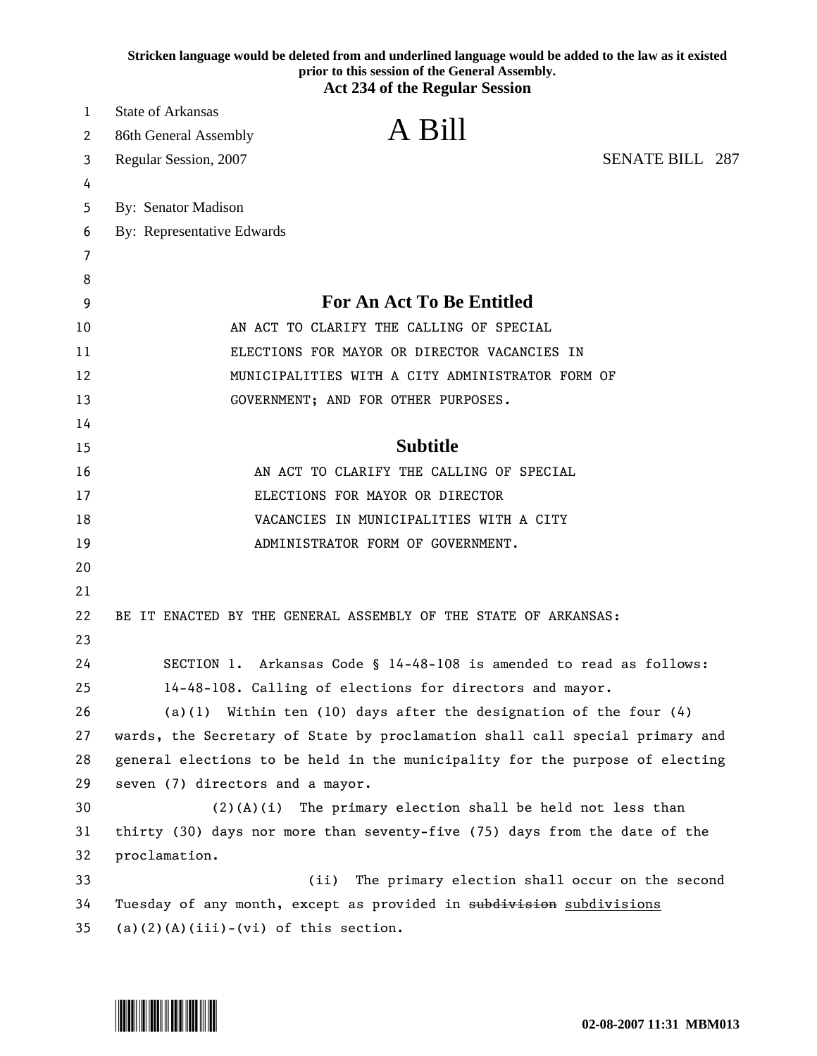**Stricken language would be deleted from and underlined language would be added to the law as it existed prior to this session of the General Assembly.**
**Act 234 of the Regular Session**

State of Arkansas
86th General Assembly
Regular Session, 2007

# A Bill

SENATE BILL 287

By: Senator Madison
By: Representative Edwards

## For An Act To Be Entitled

AN ACT TO CLARIFY THE CALLING OF SPECIAL ELECTIONS FOR MAYOR OR DIRECTOR VACANCIES IN MUNICIPALITIES WITH A CITY ADMINISTRATOR FORM OF GOVERNMENT; AND FOR OTHER PURPOSES.

## Subtitle

AN ACT TO CLARIFY THE CALLING OF SPECIAL ELECTIONS FOR MAYOR OR DIRECTOR VACANCIES IN MUNICIPALITIES WITH A CITY ADMINISTRATOR FORM OF GOVERNMENT.

BE IT ENACTED BY THE GENERAL ASSEMBLY OF THE STATE OF ARKANSAS:

SECTION 1. Arkansas Code § 14-48-108 is amended to read as follows:

14-48-108. Calling of elections for directors and mayor.

(a)(1) Within ten (10) days after the designation of the four (4) wards, the Secretary of State by proclamation shall call special primary and general elections to be held in the municipality for the purpose of electing seven (7) directors and a mayor.

(2)(A)(i) The primary election shall be held not less than thirty (30) days nor more than seventy-five (75) days from the date of the proclamation.

(ii) The primary election shall occur on the second Tuesday of any month, except as provided in ~~subdivision~~ <u>subdivisions</u> (a)(2)(A)(iii)-(vi) of this section.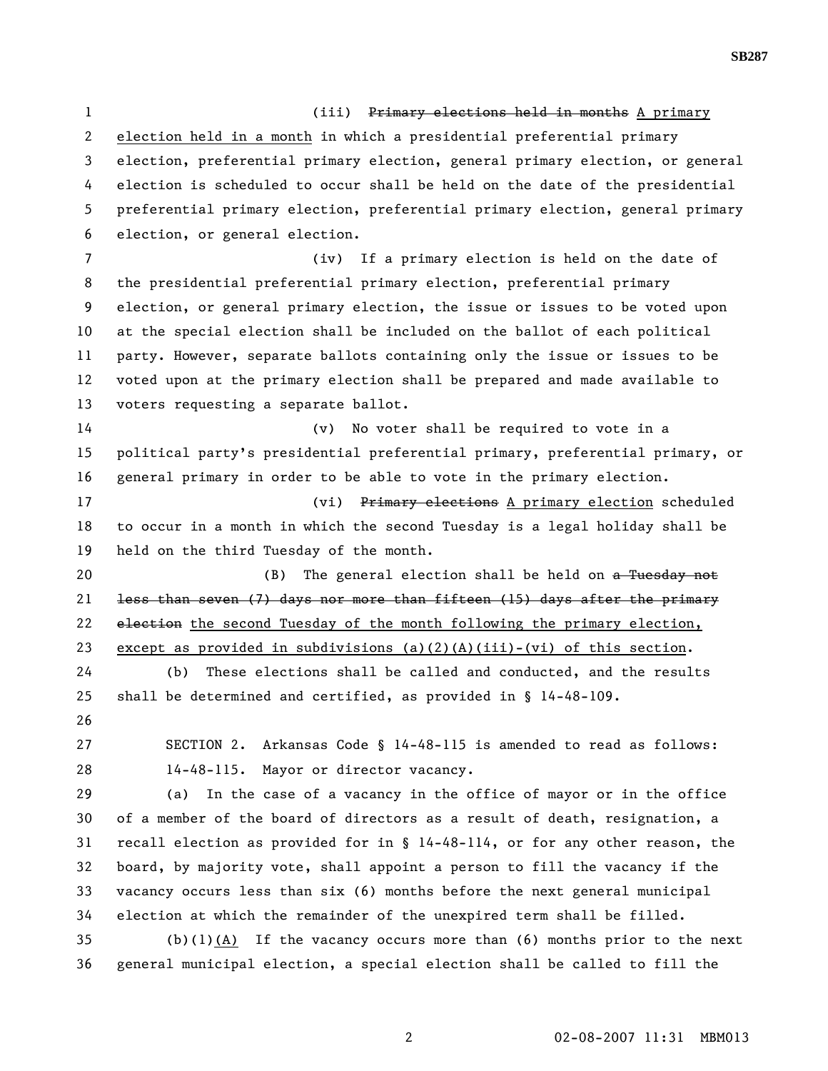(iii) ~~Primary elections held in months~~ A primary election held in a month in which a presidential preferential primary election, preferential primary election, general primary election, or general election is scheduled to occur shall be held on the date of the presidential preferential primary election, preferential primary election, general primary election, or general election.

(iv) If a primary election is held on the date of the presidential preferential primary election, preferential primary election, or general primary election, the issue or issues to be voted upon at the special election shall be included on the ballot of each political party. However, separate ballots containing only the issue or issues to be voted upon at the primary election shall be prepared and made available to voters requesting a separate ballot.

(v) No voter shall be required to vote in a political party's presidential preferential primary, preferential primary, or general primary in order to be able to vote in the primary election.

(vi) ~~Primary elections~~ A primary election scheduled to occur in a month in which the second Tuesday is a legal holiday shall be held on the third Tuesday of the month.

(B) The general election shall be held on ~~a Tuesday not less than seven (7) days nor more than fifteen (15) days after the primary election~~ the second Tuesday of the month following the primary election, except as provided in subdivisions (a)(2)(A)(iii)-(vi) of this section.

(b) These elections shall be called and conducted, and the results shall be determined and certified, as provided in § 14-48-109.

SECTION 2. Arkansas Code § 14-48-115 is amended to read as follows:

14-48-115. Mayor or director vacancy.

(a) In the case of a vacancy in the office of mayor or in the office of a member of the board of directors as a result of death, resignation, a recall election as provided for in § 14-48-114, or for any other reason, the board, by majority vote, shall appoint a person to fill the vacancy if the vacancy occurs less than six (6) months before the next general municipal election at which the remainder of the unexpired term shall be filled.

(b)(1)(A) If the vacancy occurs more than (6) months prior to the next general municipal election, a special election shall be called to fill the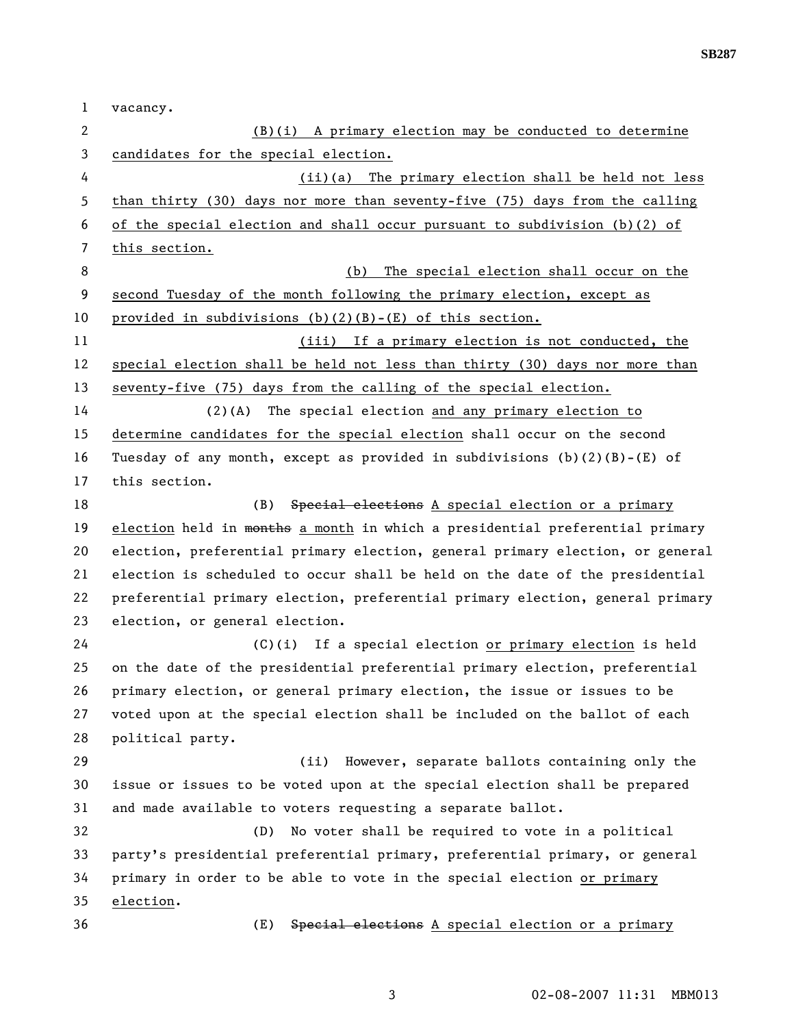vacancy.

(B)(i) A primary election may be conducted to determine candidates for the special election.

(ii)(a) The primary election shall be held not less than thirty (30) days nor more than seventy-five (75) days from the calling of the special election and shall occur pursuant to subdivision (b)(2) of this section.

(b) The special election shall occur on the second Tuesday of the month following the primary election, except as provided in subdivisions (b)(2)(B)-(E) of this section.

(iii) If a primary election is not conducted, the special election shall be held not less than thirty (30) days nor more than seventy-five (75) days from the calling of the special election.

(2)(A) The special election and any primary election to determine candidates for the special election shall occur on the second Tuesday of any month, except as provided in subdivisions (b)(2)(B)-(E) of this section.

(B) ~~Special elections~~ A special election or a primary election held in ~~months~~ a month in which a presidential preferential primary election, preferential primary election, general primary election, or general election is scheduled to occur shall be held on the date of the presidential preferential primary election, preferential primary election, general primary election, or general election.

(C)(i) If a special election or primary election is held on the date of the presidential preferential primary election, preferential primary election, or general primary election, the issue or issues to be voted upon at the special election shall be included on the ballot of each political party.

(ii) However, separate ballots containing only the issue or issues to be voted upon at the special election shall be prepared and made available to voters requesting a separate ballot.

(D) No voter shall be required to vote in a political party's presidential preferential primary, preferential primary, or general primary in order to be able to vote in the special election or primary election.

(E) ~~Special elections~~ A special election or a primary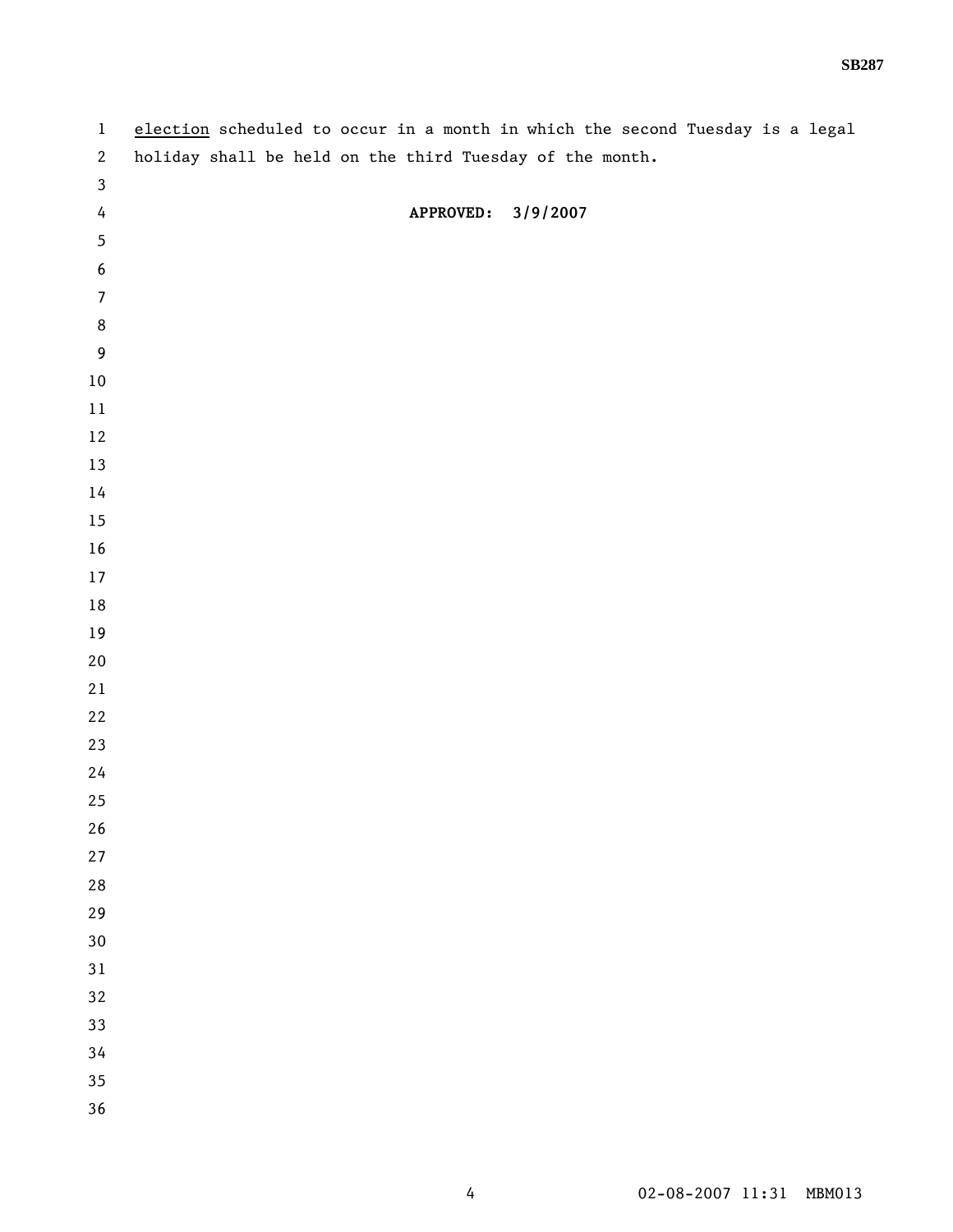<u>election</u> scheduled to occur in a month in which the second Tuesday is a legal holiday shall be held on the third Tuesday of the month.

**APPROVED: 3/9/2007**